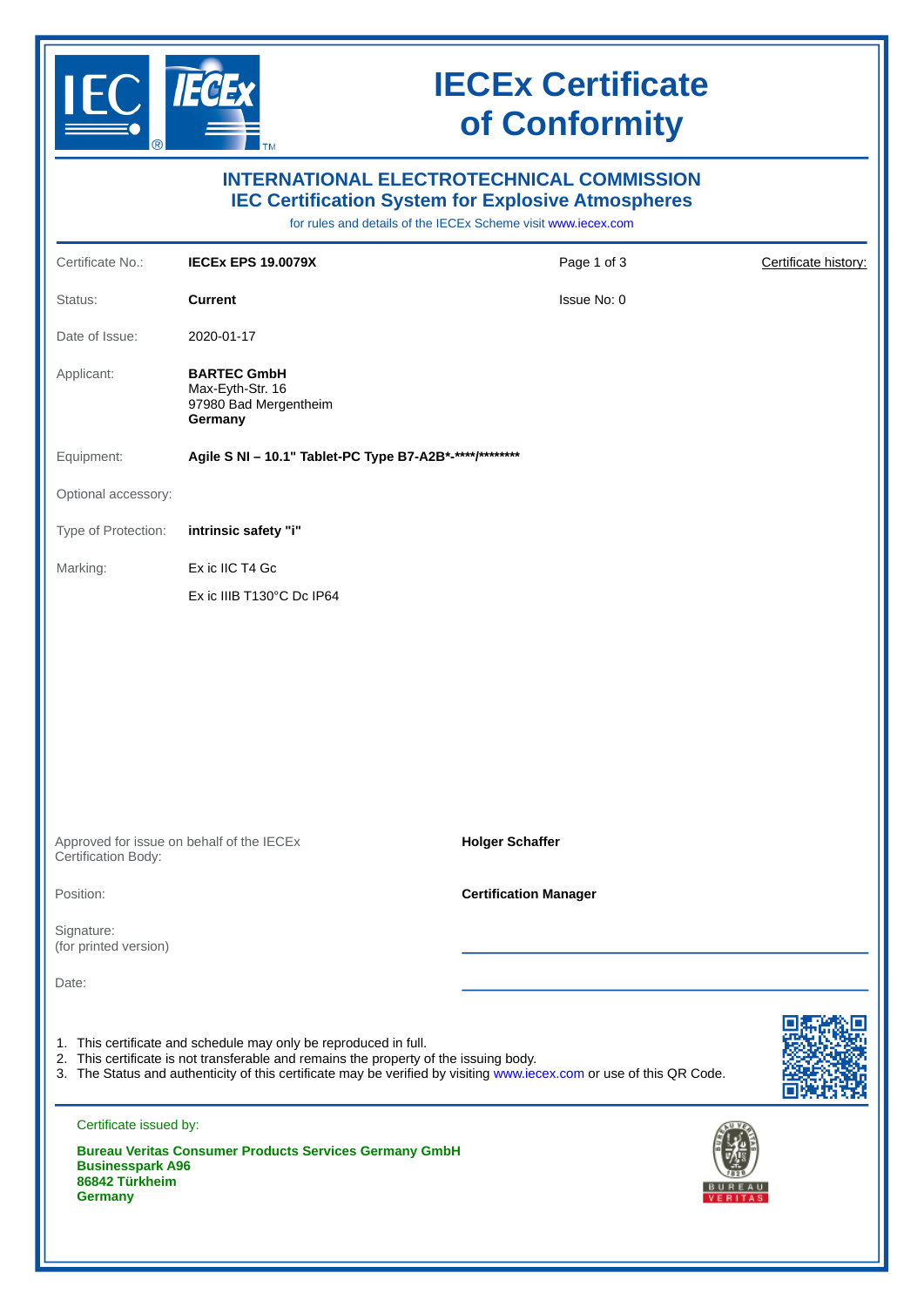# IECEx Certificate of Conformity

## INTERNATIONAL ELECTROTECHNICAL COMMISSION
## IEC Certification System for Explosive Atmospheres

for rules and details of the IECEx Scheme visit www.iecex.com

| | | | |
|---|---|---|---|
| Certificate No.: | **IECEx EPS 19.0079X** | Page 1 of 3 | Certificate history: |
| Status: | **Current** | Issue No: 0 | |
| Date of Issue: | 2020-01-17 | | |
| Applicant: | **BARTEC GmbH**<br>Max-Eyth-Str. 16<br>97980 Bad Mergentheim<br>**Germany** | | |
| Equipment: | **Agile S NI – 10.1" Tablet-PC Type B7-A2B*-****/********** | | |
| Optional accessory: | | | |
| Type of Protection: | **intrinsic safety "i"** | | |
| Marking: | Ex ic IIC T4 Gc<br>Ex ic IIIB T130°C Dc IP64 | | |

| | |
|---|---|
| Approved for issue on behalf of the IECEx Certification Body: | **Holger Schaffer** |
| Position: | **Certification Manager** |
| Signature:<br>(for printed version) | |
| Date: | |

1. This certificate and schedule may only be reproduced in full.
2. This certificate is not transferable and remains the property of the issuing body.
3. The Status and authenticity of this certificate may be verified by visiting www.iecex.com or use of this QR Code.

Certificate issued by:

**Bureau Veritas Consumer Products Services Germany GmbH**
**Businesspark A96**
**86842 Türkheim**
**Germany**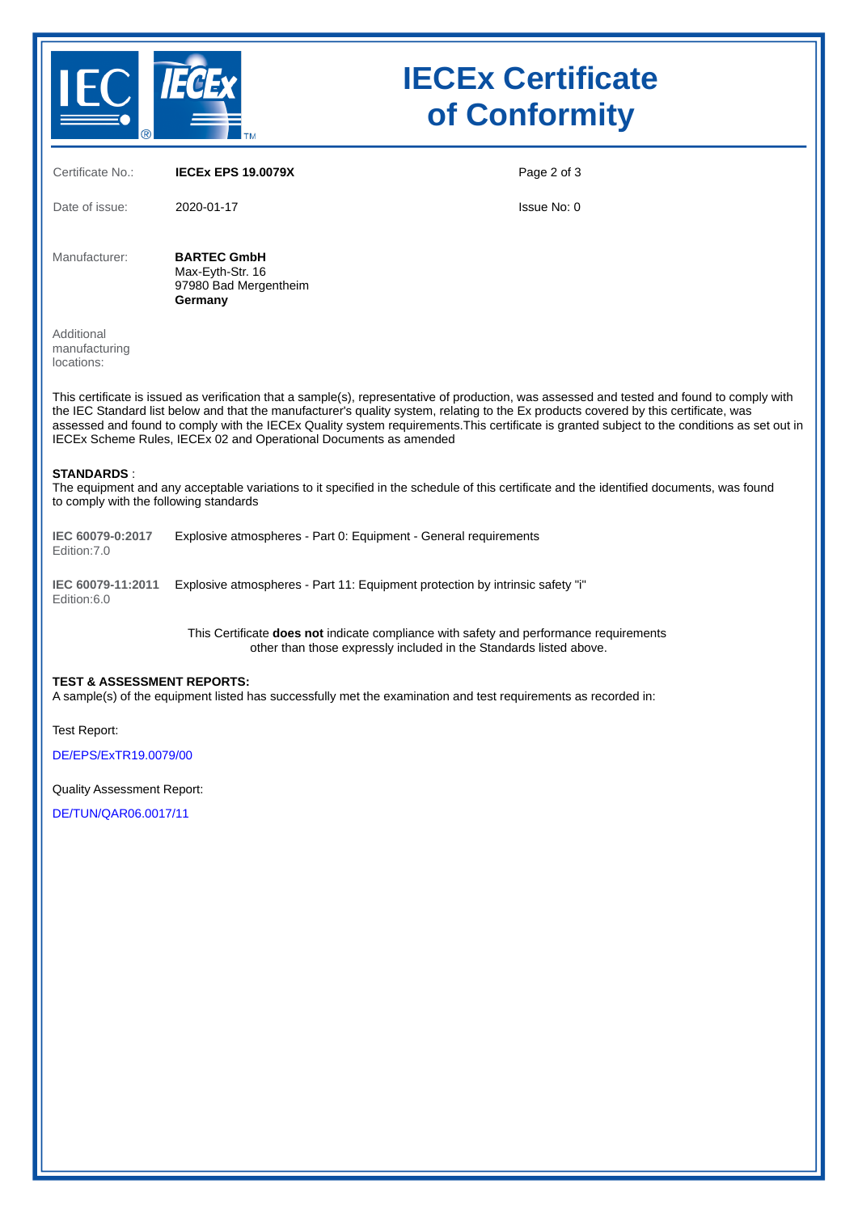# IECEx Certificate of Conformity

| | | | |
|---|---|---|---|
| Certificate No.: | **IECEx EPS 19.0079X** | | |
| Date of issue: | 2020-01-17 | | Issue No: 0 |

Manufacturer: **BARTEC GmbH**
Max-Eyth-Str. 16
97980 Bad Mergentheim
**Germany**

Additional manufacturing locations:

This certificate is issued as verification that a sample(s), representative of production, was assessed and tested and found to comply with the IEC Standard list below and that the manufacturer's quality system, relating to the Ex products covered by this certificate, was assessed and found to comply with the IECEx Quality system requirements.This certificate is granted subject to the conditions as set out in IECEx Scheme Rules, IECEx 02 and Operational Documents as amended

**STANDARDS** :
The equipment and any acceptable variations to it specified in the schedule of this certificate and the identified documents, was found to comply with the following standards

**IEC 60079-0:2017** Edition:7.0 — Explosive atmospheres - Part 0: Equipment - General requirements

**IEC 60079-11:2011** Edition:6.0 — Explosive atmospheres - Part 11: Equipment protection by intrinsic safety "i"

This Certificate **does not** indicate compliance with safety and performance requirements other than those expressly included in the Standards listed above.

**TEST & ASSESSMENT REPORTS:**
A sample(s) of the equipment listed has successfully met the examination and test requirements as recorded in:

Test Report:

DE/EPS/ExTR19.0079/00

Quality Assessment Report:

DE/TUN/QAR06.0017/11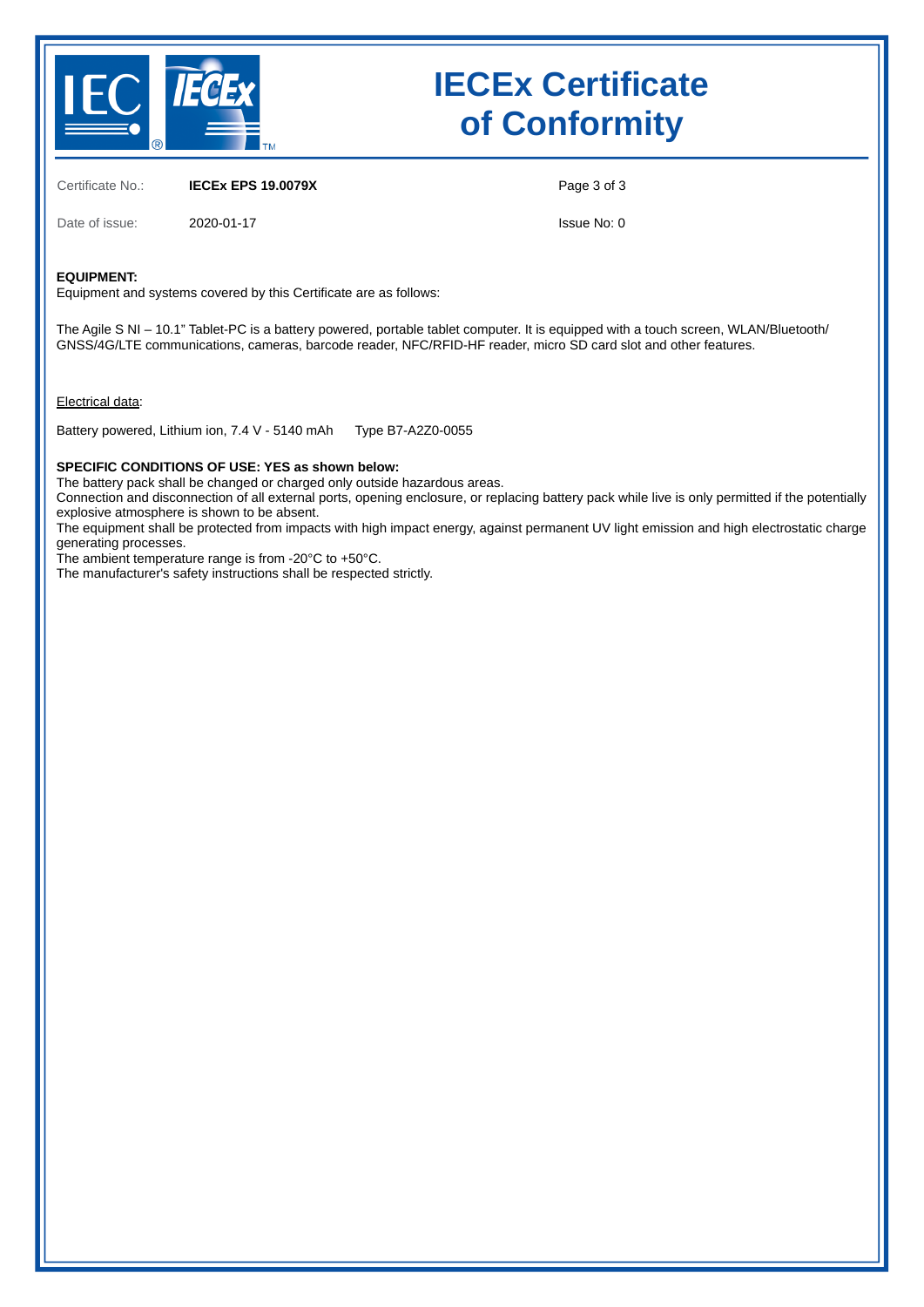# IECEx Certificate of Conformity

Certificate No.: **IECEx EPS 19.0079X**

Date of issue: 2020-01-17

Issue No: 0

**EQUIPMENT:**
Equipment and systems covered by this Certificate are as follows:

The Agile S NI – 10.1" Tablet-PC is a battery powered, portable tablet computer. It is equipped with a touch screen, WLAN/Bluetooth/ GNSS/4G/LTE communications, cameras, barcode reader, NFC/RFID-HF reader, micro SD card slot and other features.

Electrical data:

Battery powered, Lithium ion, 7.4 V - 5140 mAh    Type B7-A2Z0-0055

**SPECIFIC CONDITIONS OF USE: YES as shown below:**
The battery pack shall be changed or charged only outside hazardous areas.
Connection and disconnection of all external ports, opening enclosure, or replacing battery pack while live is only permitted if the potentially explosive atmosphere is shown to be absent.
The equipment shall be protected from impacts with high impact energy, against permanent UV light emission and high electrostatic charge generating processes.
The ambient temperature range is from -20°C to +50°C.
The manufacturer's safety instructions shall be respected strictly.